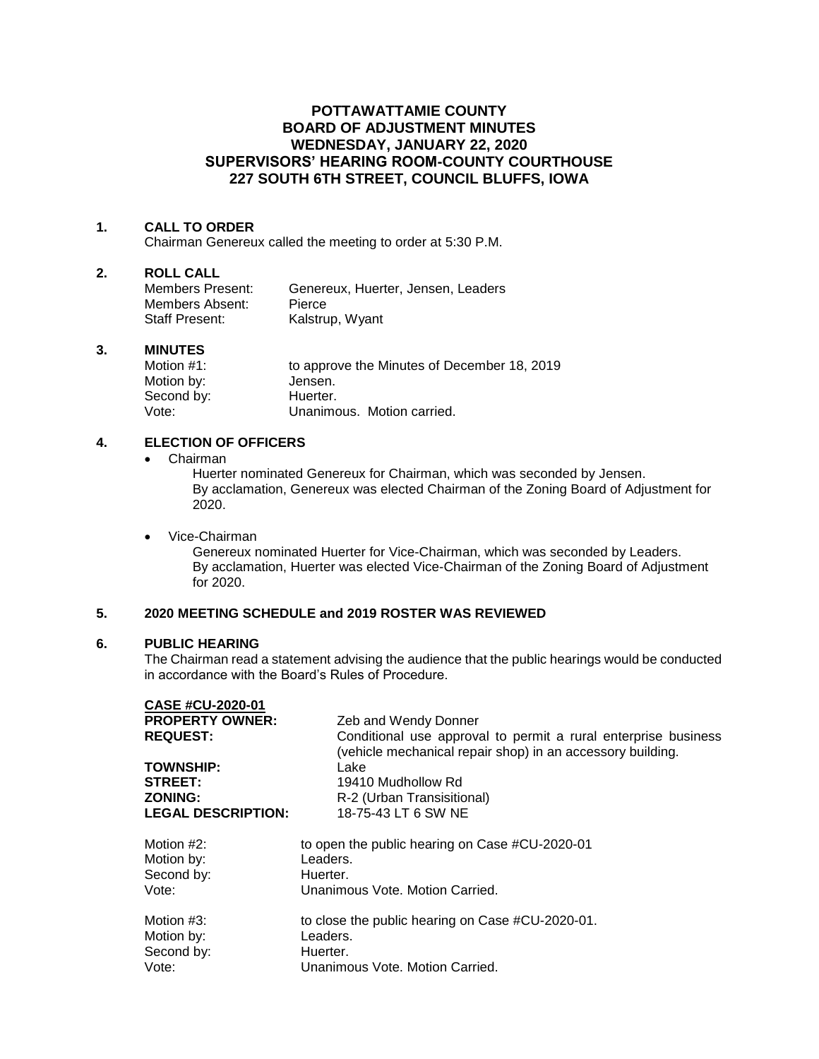# POTTAWATTAMIE COUNTY
# BOARD OF ADJUSTMENT MINUTES
# WEDNESDAY, JANUARY 22, 2020
# SUPERVISORS' HEARING ROOM-COUNTY COURTHOUSE
# 227 SOUTH 6TH STREET, COUNCIL BLUFFS, IOWA

## 1. CALL TO ORDER

Chairman Genereux called the meeting to order at 5:30 P.M.

## 2. ROLL CALL

| | |
|---|---|
| Members Present: | Genereux, Huerter, Jensen, Leaders |
| Members Absent: | Pierce |
| Staff Present: | Kalstrup, Wyant |

## 3. MINUTES

| | |
|---|---|
| Motion #1: | to approve the Minutes of December 18, 2019 |
| Motion by: | Jensen. |
| Second by: | Huerter. |
| Vote: | Unanimous. Motion carried. |

## 4. ELECTION OF OFFICERS

- Chairman

  Huerter nominated Genereux for Chairman, which was seconded by Jensen.
  By acclamation, Genereux was elected Chairman of the Zoning Board of Adjustment for 2020.

- Vice-Chairman

  Genereux nominated Huerter for Vice-Chairman, which was seconded by Leaders.
  By acclamation, Huerter was elected Vice-Chairman of the Zoning Board of Adjustment for 2020.

## 5. 2020 MEETING SCHEDULE and 2019 ROSTER WAS REVIEWED

## 6. PUBLIC HEARING

The Chairman read a statement advising the audience that the public hearings would be conducted in accordance with the Board's Rules of Procedure.

| **CASE #CU-2020-01** | |
|---|---|
| **PROPERTY OWNER:** | Zeb and Wendy Donner |
| **REQUEST:** | Conditional use approval to permit a rural enterprise business (vehicle mechanical repair shop) in an accessory building. |
| **TOWNSHIP:** | Lake |
| **STREET:** | 19410 Mudhollow Rd |
| **ZONING:** | R-2 (Urban Transisitional) |
| **LEGAL DESCRIPTION:** | 18-75-43 LT 6 SW NE |

| | |
|---|---|
| Motion #2: | to open the public hearing on Case #CU-2020-01 |
| Motion by: | Leaders. |
| Second by: | Huerter. |
| Vote: | Unanimous Vote. Motion Carried. |

| | |
|---|---|
| Motion #3: | to close the public hearing on Case #CU-2020-01. |
| Motion by: | Leaders. |
| Second by: | Huerter. |
| Vote: | Unanimous Vote. Motion Carried. |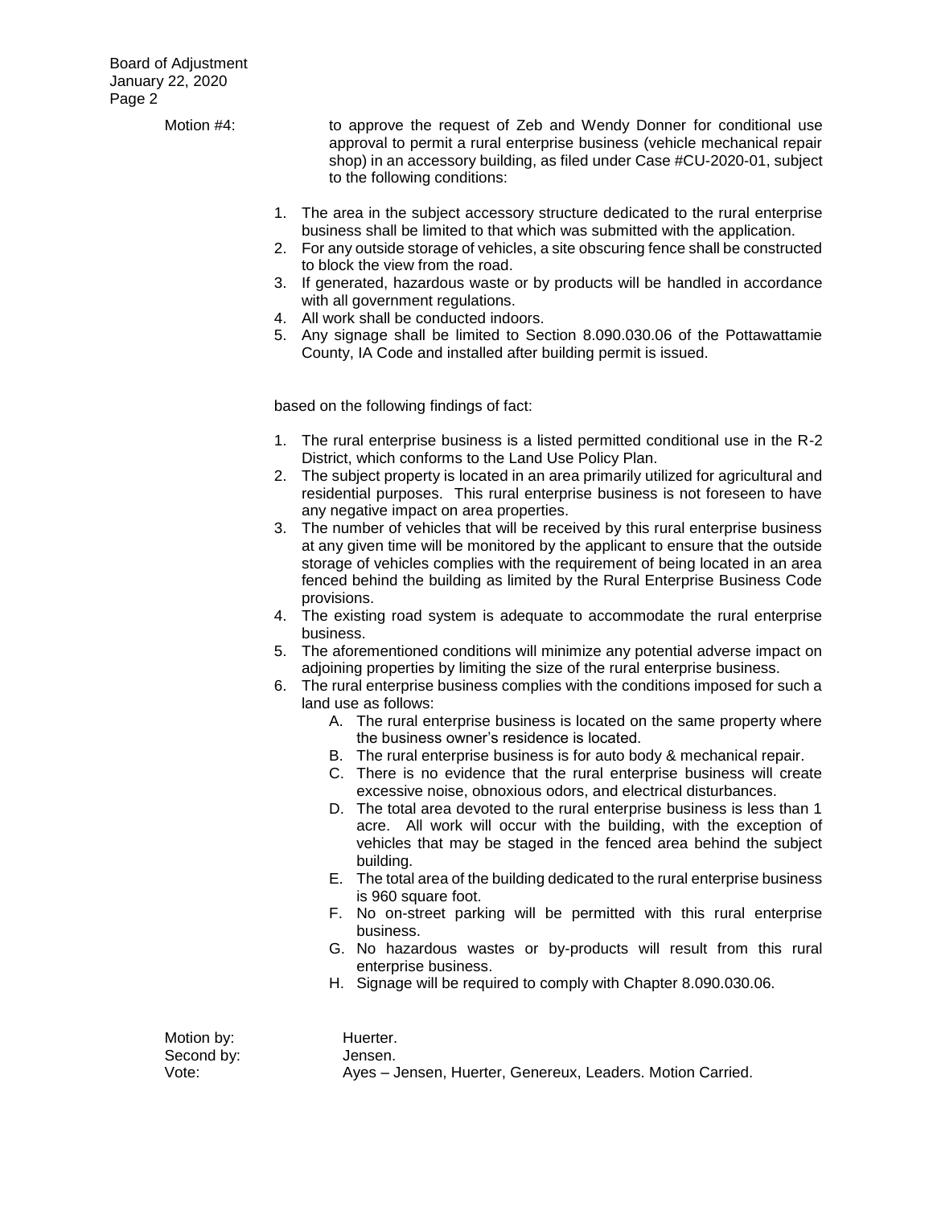Motion #4: to approve the request of Zeb and Wendy Donner for conditional use approval to permit a rural enterprise business (vehicle mechanical repair shop) in an accessory building, as filed under Case #CU-2020-01, subject to the following conditions:

1. The area in the subject accessory structure dedicated to the rural enterprise business shall be limited to that which was submitted with the application.
2. For any outside storage of vehicles, a site obscuring fence shall be constructed to block the view from the road.
3. If generated, hazardous waste or by products will be handled in accordance with all government regulations.
4. All work shall be conducted indoors.
5. Any signage shall be limited to Section 8.090.030.06 of the Pottawattamie County, IA Code and installed after building permit is issued.

based on the following findings of fact:

1. The rural enterprise business is a listed permitted conditional use in the R-2 District, which conforms to the Land Use Policy Plan.
2. The subject property is located in an area primarily utilized for agricultural and residential purposes. This rural enterprise business is not foreseen to have any negative impact on area properties.
3. The number of vehicles that will be received by this rural enterprise business at any given time will be monitored by the applicant to ensure that the outside storage of vehicles complies with the requirement of being located in an area fenced behind the building as limited by the Rural Enterprise Business Code provisions.
4. The existing road system is adequate to accommodate the rural enterprise business.
5. The aforementioned conditions will minimize any potential adverse impact on adjoining properties by limiting the size of the rural enterprise business.
6. The rural enterprise business complies with the conditions imposed for such a land use as follows:
   A. The rural enterprise business is located on the same property where the business owner's residence is located.
   B. The rural enterprise business is for auto body & mechanical repair.
   C. There is no evidence that the rural enterprise business will create excessive noise, obnoxious odors, and electrical disturbances.
   D. The total area devoted to the rural enterprise business is less than 1 acre. All work will occur with the building, with the exception of vehicles that may be staged in the fenced area behind the subject building.
   E. The total area of the building dedicated to the rural enterprise business is 960 square foot.
   F. No on-street parking will be permitted with this rural enterprise business.
   G. No hazardous wastes or by-products will result from this rural enterprise business.
   H. Signage will be required to comply with Chapter 8.090.030.06.

Motion by: Huerter.
Second by: Jensen.
Vote: Ayes – Jensen, Huerter, Genereux, Leaders. Motion Carried.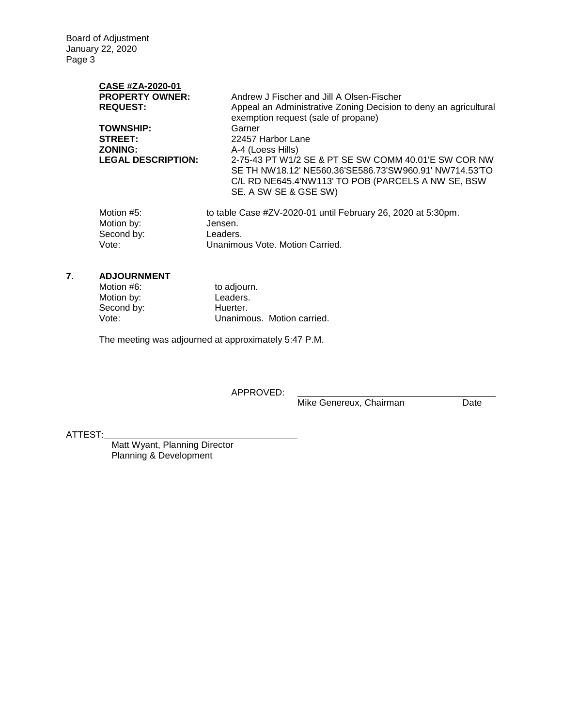**CASE #ZA-2020-01**

**PROPERTY OWNER:** Andrew J Fischer and Jill A Olsen-Fischer

**REQUEST:** Appeal an Administrative Zoning Decision to deny an agricultural exemption request (sale of propane)

**TOWNSHIP:** Garner

**STREET:** 22457 Harbor Lane

**ZONING:** A-4 (Loess Hills)

**LEGAL DESCRIPTION:** 2-75-43 PT W1/2 SE & PT SE SW COMM 40.01'E SW COR NW SE TH NW18.12' NE560.36'SE586.73'SW960.91' NW714.53'TO C/L RD NE645.4'NW113' TO POB (PARCELS A NW SE, BSW SE. A SW SE & GSE SW)

Motion #5: to table Case #ZV-2020-01 until February 26, 2020 at 5:30pm.
Motion by: Jensen.
Second by: Leaders.
Vote: Unanimous Vote. Motion Carried.

## 7. ADJOURNMENT

Motion #6: to adjourn.
Motion by: Leaders.
Second by: Huerter.
Vote: Unanimous. Motion carried.

The meeting was adjourned at approximately 5:47 P.M.

APPROVED: \_\_\_\_\_\_\_\_\_\_\_\_\_\_\_\_\_\_\_\_\_\_\_\_\_\_\_\_\_\_
Mike Genereux, Chairman    Date

ATTEST: \_\_\_\_\_\_\_\_\_\_\_\_\_\_\_\_\_\_\_\_\_\_\_\_\_\_\_\_\_\_
Matt Wyant, Planning Director
Planning & Development